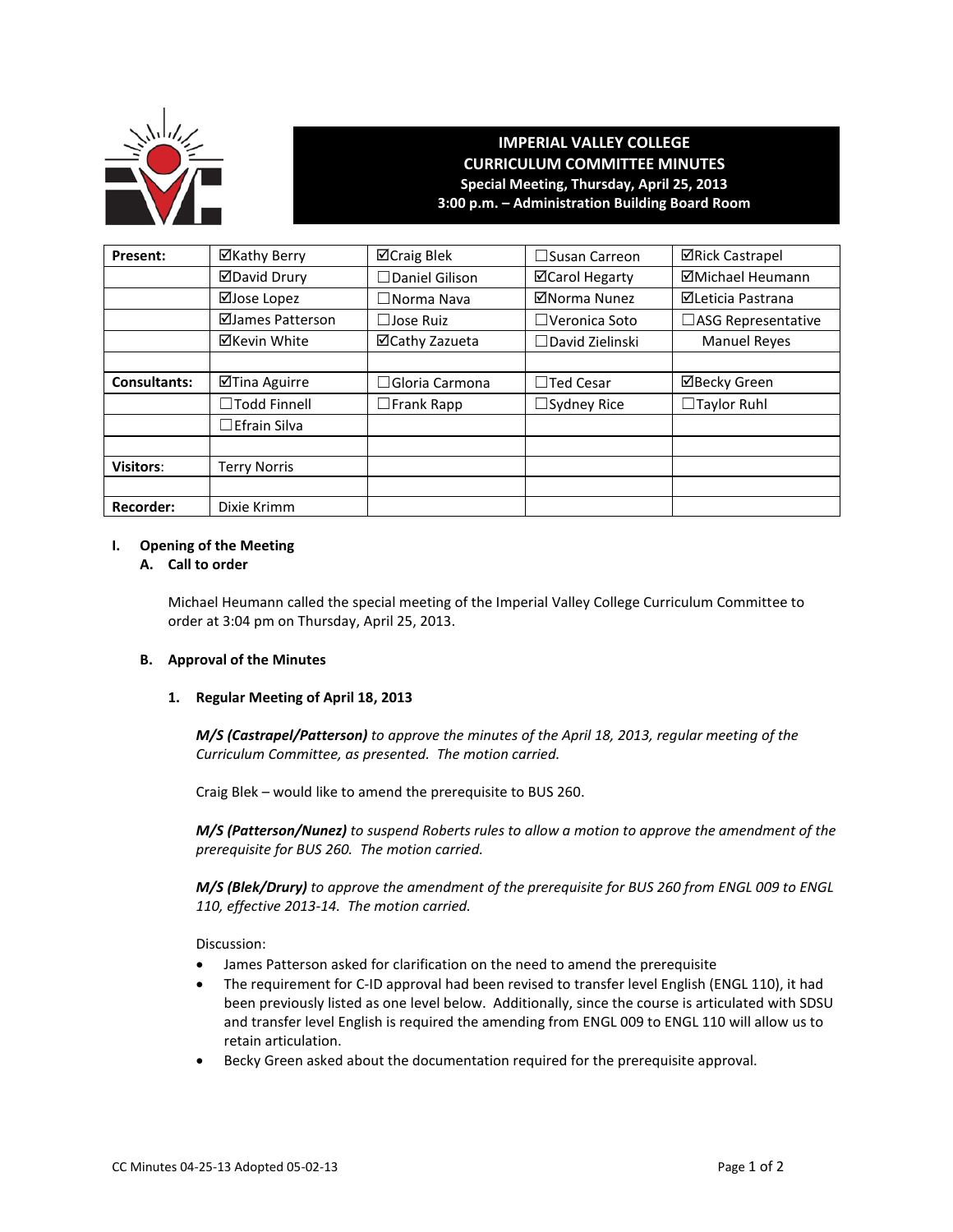# IMPERIAL VALLEY COLLEGE
## CURRICULUM COMMITTEE MINUTES
**Special Meeting, Thursday, April 25, 2013**
**3:00 p.m. – Administration Building Board Room**

| **Present:** | ☑Kathy Berry | ☑Craig Blek | ☐Susan Carreon | ☑Rick Castrapel |
|---|---|---|---|---|
| | ☑David Drury | ☐Daniel Gilison | ☑Carol Hegarty | ☑Michael Heumann |
| | ☑Jose Lopez | ☐Norma Nava | ☑Norma Nunez | ☑Leticia Pastrana |
| | ☑James Patterson | ☐Jose Ruiz | ☐Veronica Soto | ☐ASG Representative |
| | ☑Kevin White | ☑Cathy Zazueta | ☐David Zielinski | Manuel Reyes |
| | | | | |
| **Consultants:** | ☑Tina Aguirre | ☐Gloria Carmona | ☐Ted Cesar | ☑Becky Green |
| | ☐Todd Finnell | ☐Frank Rapp | ☐Sydney Rice | ☐Taylor Ruhl |
| | ☐Efrain Silva | | | |
| | | | | |
| **Visitors**: | Terry Norris | | | |
| | | | | |
| **Recorder:** | Dixie Krimm | | | |

## I. Opening of the Meeting

### A. Call to order

Michael Heumann called the special meeting of the Imperial Valley College Curriculum Committee to order at 3:04 pm on Thursday, April 25, 2013.

### B. Approval of the Minutes

#### 1. Regular Meeting of April 18, 2013

***M/S (Castrapel/Patterson)*** *to approve the minutes of the April 18, 2013, regular meeting of the Curriculum Committee, as presented. The motion carried.*

Craig Blek – would like to amend the prerequisite to BUS 260.

***M/S (Patterson/Nunez)*** *to suspend Roberts rules to allow a motion to approve the amendment of the prerequisite for BUS 260. The motion carried.*

***M/S (Blek/Drury)*** *to approve the amendment of the prerequisite for BUS 260 from ENGL 009 to ENGL 110, effective 2013-14. The motion carried.*

Discussion:

- James Patterson asked for clarification on the need to amend the prerequisite
- The requirement for C-ID approval had been revised to transfer level English (ENGL 110), it had been previously listed as one level below. Additionally, since the course is articulated with SDSU and transfer level English is required the amending from ENGL 009 to ENGL 110 will allow us to retain articulation.
- Becky Green asked about the documentation required for the prerequisite approval.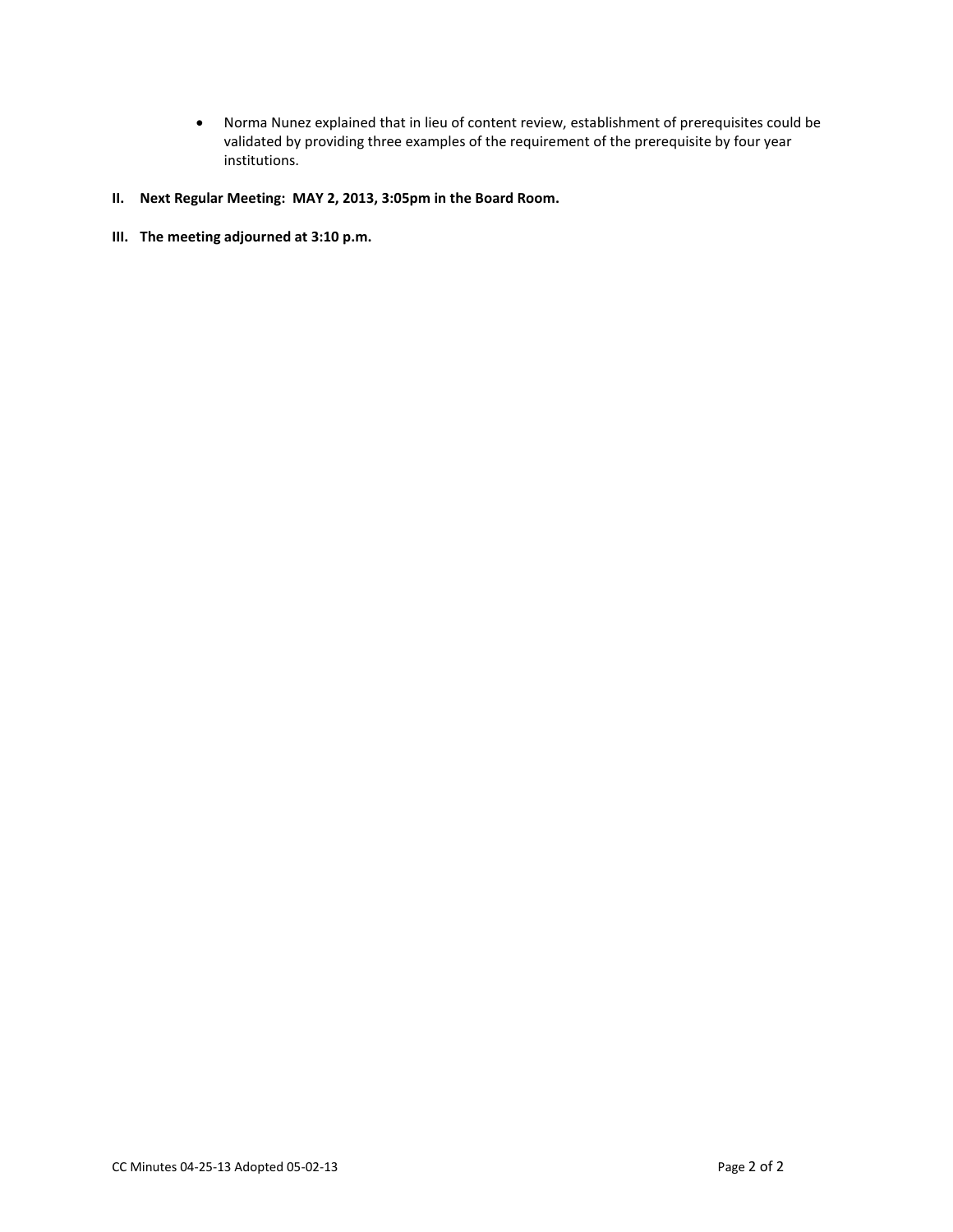- Norma Nunez explained that in lieu of content review, establishment of prerequisites could be validated by providing three examples of the requirement of the prerequisite by four year institutions.

**II. Next Regular Meeting: MAY 2, 2013, 3:05pm in the Board Room.**

**III. The meeting adjourned at 3:10 p.m.**